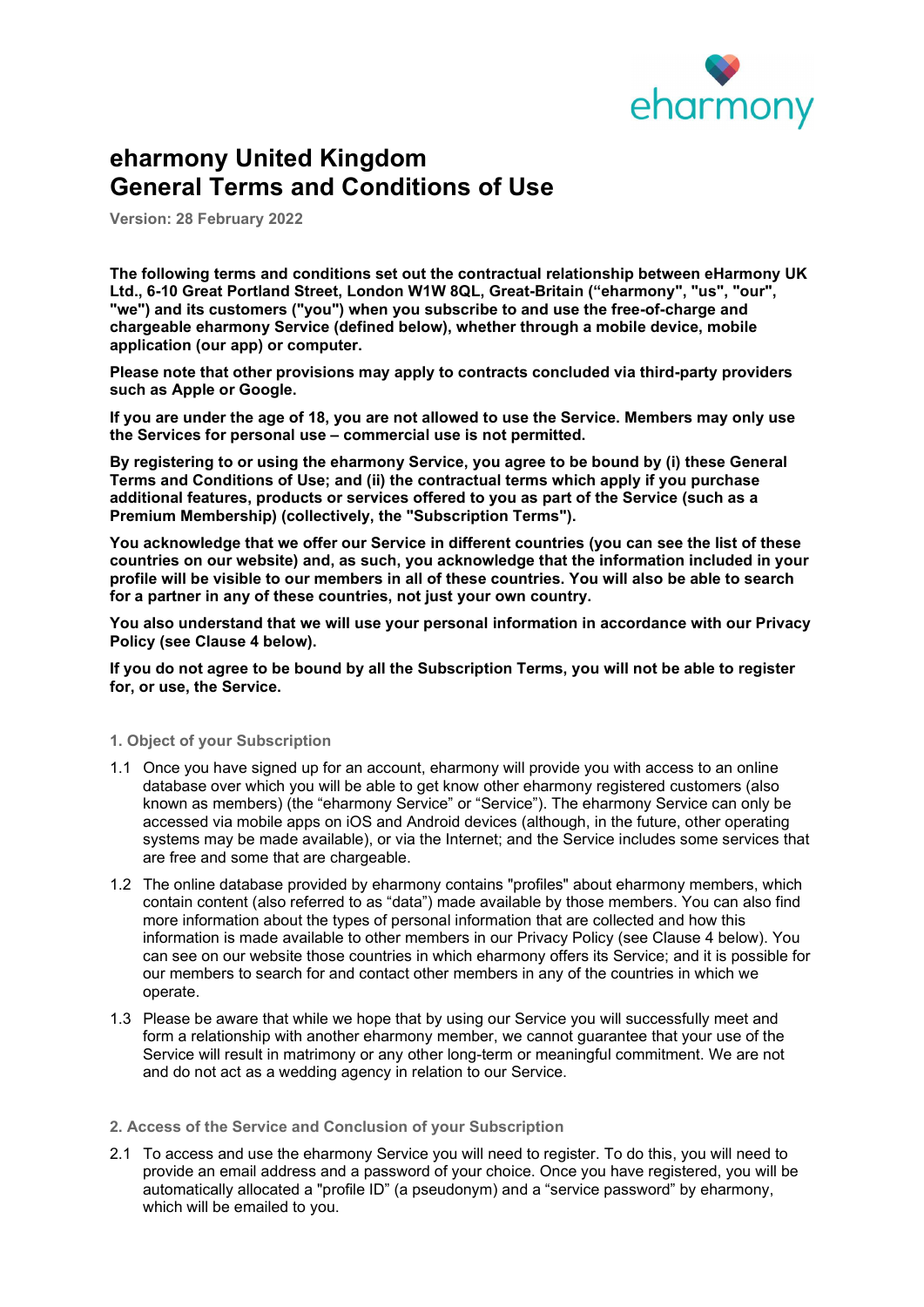# eharmony United Kingdom
# General Terms and Conditions of Use

**Version: 28 February 2022**

**The following terms and conditions set out the contractual relationship between eHarmony UK Ltd., 6-10 Great Portland Street, London W1W 8QL, Great-Britain ("eharmony", "us", "our", "we") and its customers ("you") when you subscribe to and use the free-of-charge and chargeable eharmony Service (defined below), whether through a mobile device, mobile application (our app) or computer.**

**Please note that other provisions may apply to contracts concluded via third-party providers such as Apple or Google.**

**If you are under the age of 18, you are not allowed to use the Service. Members may only use the Services for personal use – commercial use is not permitted.**

**By registering to or using the eharmony Service, you agree to be bound by (i) these General Terms and Conditions of Use; and (ii) the contractual terms which apply if you purchase additional features, products or services offered to you as part of the Service (such as a Premium Membership) (collectively, the "Subscription Terms").**

**You acknowledge that we offer our Service in different countries (you can see the list of these countries on our website) and, as such, you acknowledge that the information included in your profile will be visible to our members in all of these countries. You will also be able to search for a partner in any of these countries, not just your own country.**

**You also understand that we will use your personal information in accordance with our Privacy Policy (see Clause 4 below).**

**If you do not agree to be bound by all the Subscription Terms, you will not be able to register for, or use, the Service.**

## 1. Object of your Subscription

1.1 Once you have signed up for an account, eharmony will provide you with access to an online database over which you will be able to get know other eharmony registered customers (also known as members) (the "eharmony Service" or "Service"). The eharmony Service can only be accessed via mobile apps on iOS and Android devices (although, in the future, other operating systems may be made available), or via the Internet; and the Service includes some services that are free and some that are chargeable.

1.2 The online database provided by eharmony contains "profiles" about eharmony members, which contain content (also referred to as "data") made available by those members. You can also find more information about the types of personal information that are collected and how this information is made available to other members in our Privacy Policy (see Clause 4 below). You can see on our website those countries in which eharmony offers its Service; and it is possible for our members to search for and contact other members in any of the countries in which we operate.

1.3 Please be aware that while we hope that by using our Service you will successfully meet and form a relationship with another eharmony member, we cannot guarantee that your use of the Service will result in matrimony or any other long-term or meaningful commitment. We are not and do not act as a wedding agency in relation to our Service.

## 2. Access of the Service and Conclusion of your Subscription

2.1 To access and use the eharmony Service you will need to register. To do this, you will need to provide an email address and a password of your choice. Once you have registered, you will be automatically allocated a "profile ID" (a pseudonym) and a "service password" by eharmony, which will be emailed to you.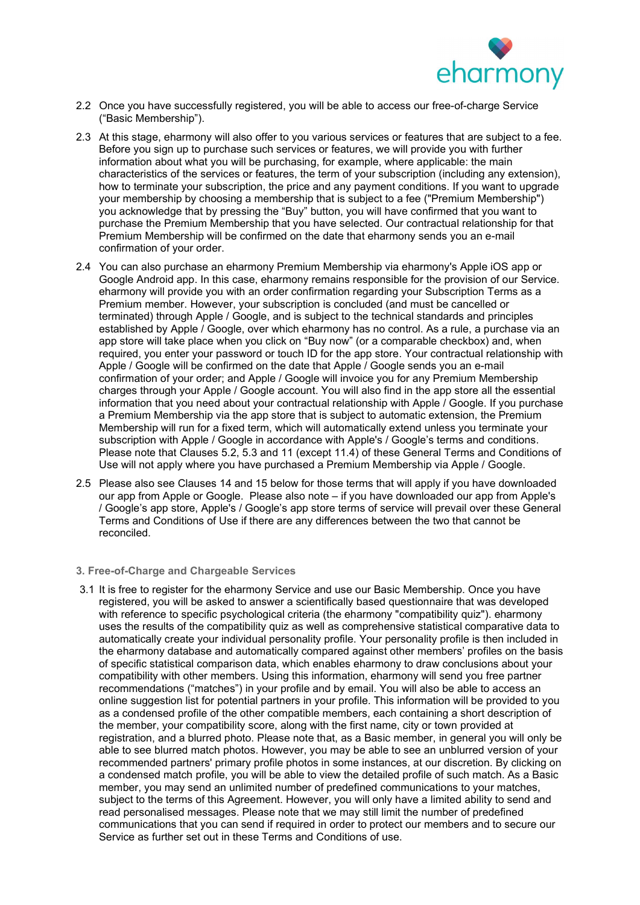2.2 Once you have successfully registered, you will be able to access our free-of-charge Service ("Basic Membership").

2.3 At this stage, eharmony will also offer to you various services or features that are subject to a fee. Before you sign up to purchase such services or features, we will provide you with further information about what you will be purchasing, for example, where applicable: the main characteristics of the services or features, the term of your subscription (including any extension), how to terminate your subscription, the price and any payment conditions. If you want to upgrade your membership by choosing a membership that is subject to a fee ("Premium Membership") you acknowledge that by pressing the "Buy" button, you will have confirmed that you want to purchase the Premium Membership that you have selected. Our contractual relationship for that Premium Membership will be confirmed on the date that eharmony sends you an e-mail confirmation of your order.

2.4 You can also purchase an eharmony Premium Membership via eharmony's Apple iOS app or Google Android app. In this case, eharmony remains responsible for the provision of our Service. eharmony will provide you with an order confirmation regarding your Subscription Terms as a Premium member. However, your subscription is concluded (and must be cancelled or terminated) through Apple / Google, and is subject to the technical standards and principles established by Apple / Google, over which eharmony has no control. As a rule, a purchase via an app store will take place when you click on "Buy now" (or a comparable checkbox) and, when required, you enter your password or touch ID for the app store. Your contractual relationship with Apple / Google will be confirmed on the date that Apple / Google sends you an e-mail confirmation of your order; and Apple / Google will invoice you for any Premium Membership charges through your Apple / Google account. You will also find in the app store all the essential information that you need about your contractual relationship with Apple / Google. If you purchase a Premium Membership via the app store that is subject to automatic extension, the Premium Membership will run for a fixed term, which will automatically extend unless you terminate your subscription with Apple / Google in accordance with Apple's / Google's terms and conditions. Please note that Clauses 5.2, 5.3 and 11 (except 11.4) of these General Terms and Conditions of Use will not apply where you have purchased a Premium Membership via Apple / Google.

2.5 Please also see Clauses 14 and 15 below for those terms that will apply if you have downloaded our app from Apple or Google. Please also note – if you have downloaded our app from Apple's / Google's app store, Apple's / Google's app store terms of service will prevail over these General Terms and Conditions of Use if there are any differences between the two that cannot be reconciled.

### 3. Free-of-Charge and Chargeable Services

3.1 It is free to register for the eharmony Service and use our Basic Membership. Once you have registered, you will be asked to answer a scientifically based questionnaire that was developed with reference to specific psychological criteria (the eharmony "compatibility quiz"). eharmony uses the results of the compatibility quiz as well as comprehensive statistical comparative data to automatically create your individual personality profile. Your personality profile is then included in the eharmony database and automatically compared against other members' profiles on the basis of specific statistical comparison data, which enables eharmony to draw conclusions about your compatibility with other members. Using this information, eharmony will send you free partner recommendations ("matches") in your profile and by email. You will also be able to access an online suggestion list for potential partners in your profile. This information will be provided to you as a condensed profile of the other compatible members, each containing a short description of the member, your compatibility score, along with the first name, city or town provided at registration, and a blurred photo. Please note that, as a Basic member, in general you will only be able to see blurred match photos. However, you may be able to see an unblurred version of your recommended partners' primary profile photos in some instances, at our discretion. By clicking on a condensed match profile, you will be able to view the detailed profile of such match. As a Basic member, you may send an unlimited number of predefined communications to your matches, subject to the terms of this Agreement. However, you will only have a limited ability to send and read personalised messages. Please note that we may still limit the number of predefined communications that you can send if required in order to protect our members and to secure our Service as further set out in these Terms and Conditions of use.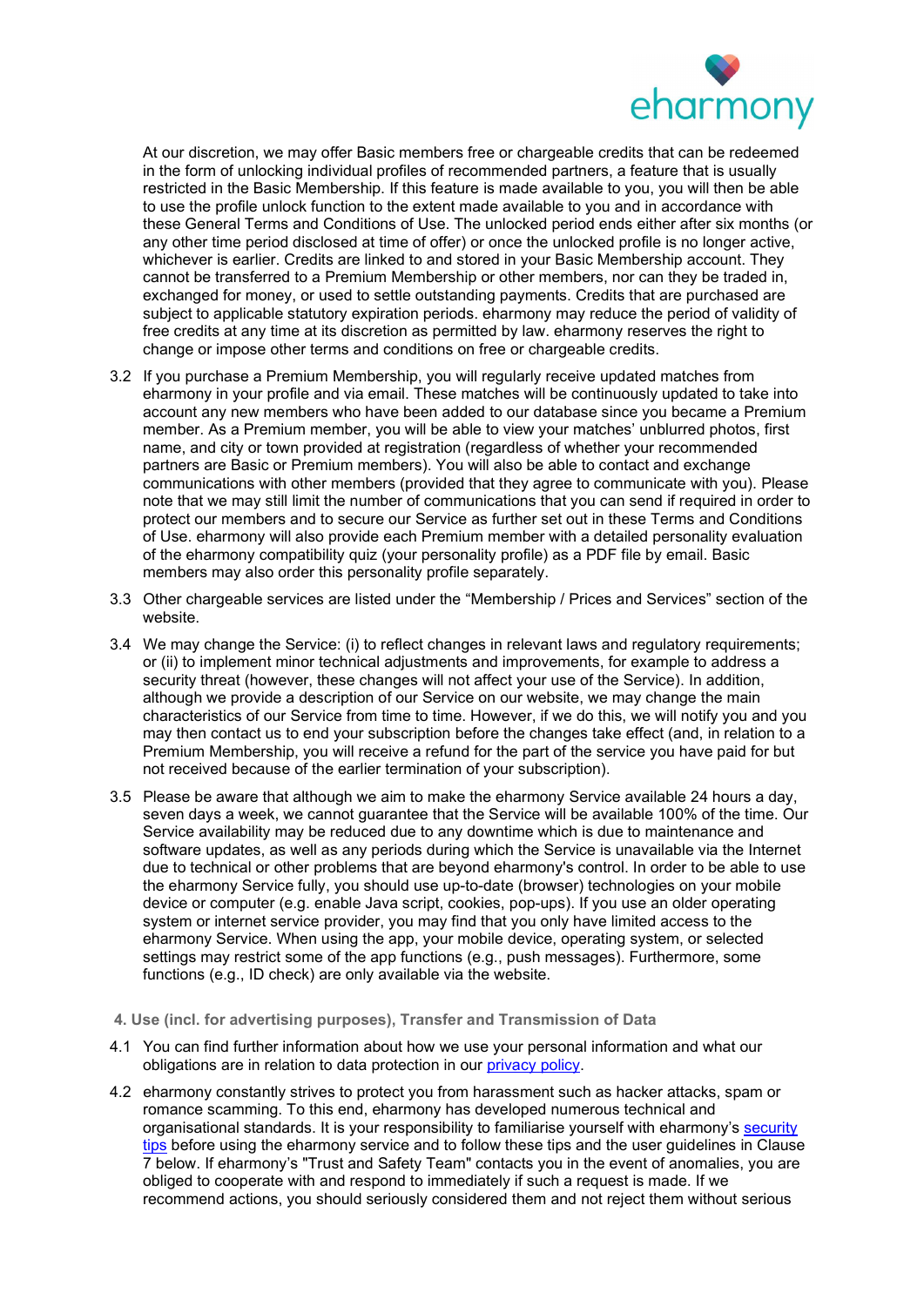At our discretion, we may offer Basic members free or chargeable credits that can be redeemed in the form of unlocking individual profiles of recommended partners, a feature that is usually restricted in the Basic Membership. If this feature is made available to you, you will then be able to use the profile unlock function to the extent made available to you and in accordance with these General Terms and Conditions of Use. The unlocked period ends either after six months (or any other time period disclosed at time of offer) or once the unlocked profile is no longer active, whichever is earlier. Credits are linked to and stored in your Basic Membership account. They cannot be transferred to a Premium Membership or other members, nor can they be traded in, exchanged for money, or used to settle outstanding payments. Credits that are purchased are subject to applicable statutory expiration periods. eharmony may reduce the period of validity of free credits at any time at its discretion as permitted by law. eharmony reserves the right to change or impose other terms and conditions on free or chargeable credits.

3.2 If you purchase a Premium Membership, you will regularly receive updated matches from eharmony in your profile and via email. These matches will be continuously updated to take into account any new members who have been added to our database since you became a Premium member. As a Premium member, you will be able to view your matches' unblurred photos, first name, and city or town provided at registration (regardless of whether your recommended partners are Basic or Premium members). You will also be able to contact and exchange communications with other members (provided that they agree to communicate with you). Please note that we may still limit the number of communications that you can send if required in order to protect our members and to secure our Service as further set out in these Terms and Conditions of Use. eharmony will also provide each Premium member with a detailed personality evaluation of the eharmony compatibility quiz (your personality profile) as a PDF file by email. Basic members may also order this personality profile separately.

3.3 Other chargeable services are listed under the "Membership / Prices and Services" section of the website.

3.4 We may change the Service: (i) to reflect changes in relevant laws and regulatory requirements; or (ii) to implement minor technical adjustments and improvements, for example to address a security threat (however, these changes will not affect your use of the Service). In addition, although we provide a description of our Service on our website, we may change the main characteristics of our Service from time to time. However, if we do this, we will notify you and you may then contact us to end your subscription before the changes take effect (and, in relation to a Premium Membership, you will receive a refund for the part of the service you have paid for but not received because of the earlier termination of your subscription).

3.5 Please be aware that although we aim to make the eharmony Service available 24 hours a day, seven days a week, we cannot guarantee that the Service will be available 100% of the time. Our Service availability may be reduced due to any downtime which is due to maintenance and software updates, as well as any periods during which the Service is unavailable via the Internet due to technical or other problems that are beyond eharmony's control. In order to be able to use the eharmony Service fully, you should use up-to-date (browser) technologies on your mobile device or computer (e.g. enable Java script, cookies, pop-ups). If you use an older operating system or internet service provider, you may find that you only have limited access to the eharmony Service. When using the app, your mobile device, operating system, or selected settings may restrict some of the app functions (e.g., push messages). Furthermore, some functions (e.g., ID check) are only available via the website.

## 4. Use (incl. for advertising purposes), Transfer and Transmission of Data

4.1 You can find further information about how we use your personal information and what our obligations are in relation to data protection in our privacy policy.

4.2 eharmony constantly strives to protect you from harassment such as hacker attacks, spam or romance scamming. To this end, eharmony has developed numerous technical and organisational standards. It is your responsibility to familiarise yourself with eharmony's security tips before using the eharmony service and to follow these tips and the user guidelines in Clause 7 below. If eharmony's "Trust and Safety Team" contacts you in the event of anomalies, you are obliged to cooperate with and respond to immediately if such a request is made. If we recommend actions, you should seriously considered them and not reject them without serious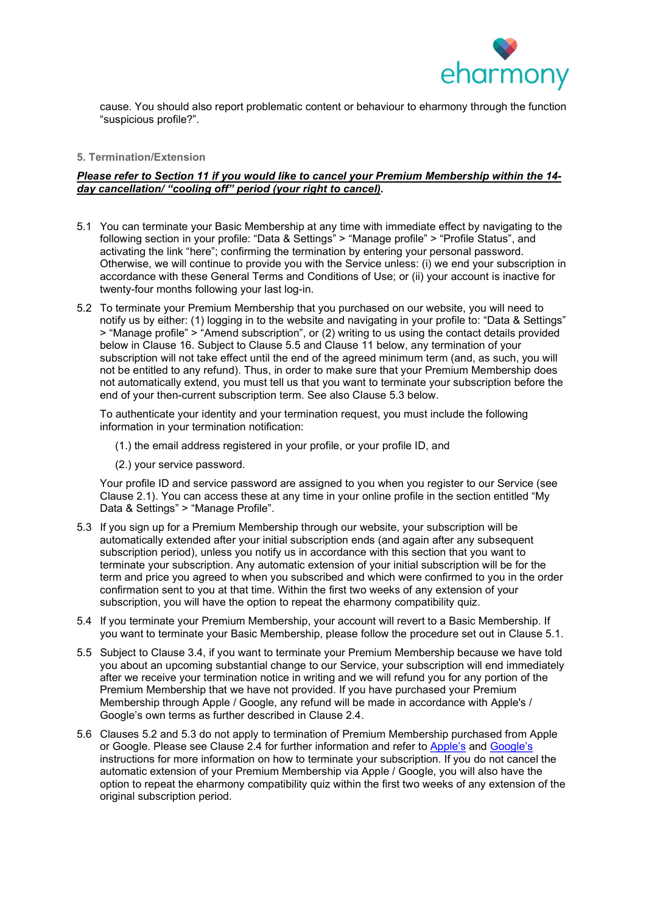cause. You should also report problematic content or behaviour to eharmony through the function "suspicious profile?".

## 5. Termination/Extension

***Please refer to Section 11 if you would like to cancel your Premium Membership within the 14-day cancellation/ "cooling off" period (your right to cancel).***

5.1 You can terminate your Basic Membership at any time with immediate effect by navigating to the following section in your profile: "Data & Settings" > "Manage profile" > "Profile Status", and activating the link "here"; confirming the termination by entering your personal password. Otherwise, we will continue to provide you with the Service unless: (i) we end your subscription in accordance with these General Terms and Conditions of Use; or (ii) your account is inactive for twenty-four months following your last log-in.

5.2 To terminate your Premium Membership that you purchased on our website, you will need to notify us by either: (1) logging in to the website and navigating in your profile to: "Data & Settings" > "Manage profile" > "Amend subscription", or (2) writing to us using the contact details provided below in Clause 16. Subject to Clause 5.5 and Clause 11 below, any termination of your subscription will not take effect until the end of the agreed minimum term (and, as such, you will not be entitled to any refund). Thus, in order to make sure that your Premium Membership does not automatically extend, you must tell us that you want to terminate your subscription before the end of your then-current subscription term. See also Clause 5.3 below.

To authenticate your identity and your termination request, you must include the following information in your termination notification:

(1.) the email address registered in your profile, or your profile ID, and

(2.) your service password.

Your profile ID and service password are assigned to you when you register to our Service (see Clause 2.1). You can access these at any time in your online profile in the section entitled "My Data & Settings" > "Manage Profile".

5.3 If you sign up for a Premium Membership through our website, your subscription will be automatically extended after your initial subscription ends (and again after any subsequent subscription period), unless you notify us in accordance with this section that you want to terminate your subscription. Any automatic extension of your initial subscription will be for the term and price you agreed to when you subscribed and which were confirmed to you in the order confirmation sent to you at that time. Within the first two weeks of any extension of your subscription, you will have the option to repeat the eharmony compatibility quiz.

5.4 If you terminate your Premium Membership, your account will revert to a Basic Membership. If you want to terminate your Basic Membership, please follow the procedure set out in Clause 5.1.

5.5 Subject to Clause 3.4, if you want to terminate your Premium Membership because we have told you about an upcoming substantial change to our Service, your subscription will end immediately after we receive your termination notice in writing and we will refund you for any portion of the Premium Membership that we have not provided. If you have purchased your Premium Membership through Apple / Google, any refund will be made in accordance with Apple's / Google's own terms as further described in Clause 2.4.

5.6 Clauses 5.2 and 5.3 do not apply to termination of Premium Membership purchased from Apple or Google. Please see Clause 2.4 for further information and refer to Apple's and Google's instructions for more information on how to terminate your subscription. If you do not cancel the automatic extension of your Premium Membership via Apple / Google, you will also have the option to repeat the eharmony compatibility quiz within the first two weeks of any extension of the original subscription period.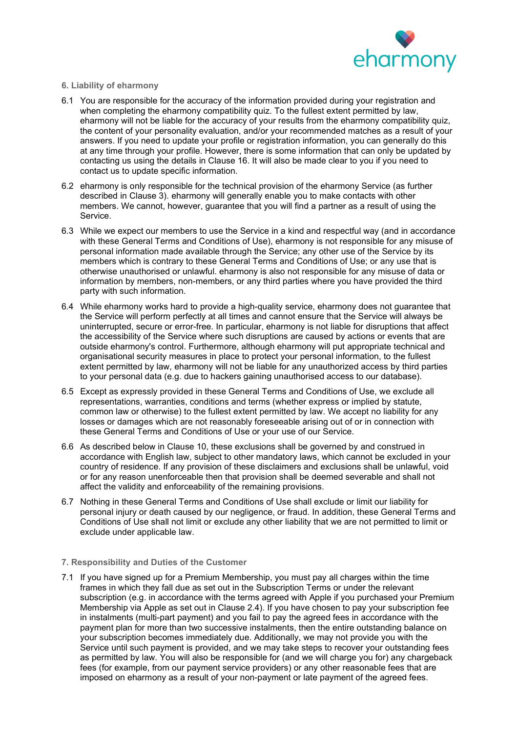## 6. Liability of eharmony

6.1 You are responsible for the accuracy of the information provided during your registration and when completing the eharmony compatibility quiz. To the fullest extent permitted by law, eharmony will not be liable for the accuracy of your results from the eharmony compatibility quiz, the content of your personality evaluation, and/or your recommended matches as a result of your answers. If you need to update your profile or registration information, you can generally do this at any time through your profile. However, there is some information that can only be updated by contacting us using the details in Clause 16. It will also be made clear to you if you need to contact us to update specific information.

6.2 eharmony is only responsible for the technical provision of the eharmony Service (as further described in Clause 3). eharmony will generally enable you to make contacts with other members. We cannot, however, guarantee that you will find a partner as a result of using the Service.

6.3 While we expect our members to use the Service in a kind and respectful way (and in accordance with these General Terms and Conditions of Use), eharmony is not responsible for any misuse of personal information made available through the Service; any other use of the Service by its members which is contrary to these General Terms and Conditions of Use; or any use that is otherwise unauthorised or unlawful. eharmony is also not responsible for any misuse of data or information by members, non-members, or any third parties where you have provided the third party with such information.

6.4 While eharmony works hard to provide a high-quality service, eharmony does not guarantee that the Service will perform perfectly at all times and cannot ensure that the Service will always be uninterrupted, secure or error-free. In particular, eharmony is not liable for disruptions that affect the accessibility of the Service where such disruptions are caused by actions or events that are outside eharmony's control. Furthermore, although eharmony will put appropriate technical and organisational security measures in place to protect your personal information, to the fullest extent permitted by law, eharmony will not be liable for any unauthorized access by third parties to your personal data (e.g. due to hackers gaining unauthorised access to our database).

6.5 Except as expressly provided in these General Terms and Conditions of Use, we exclude all representations, warranties, conditions and terms (whether express or implied by statute, common law or otherwise) to the fullest extent permitted by law. We accept no liability for any losses or damages which are not reasonably foreseeable arising out of or in connection with these General Terms and Conditions of Use or your use of our Service.

6.6 As described below in Clause 10, these exclusions shall be governed by and construed in accordance with English law, subject to other mandatory laws, which cannot be excluded in your country of residence. If any provision of these disclaimers and exclusions shall be unlawful, void or for any reason unenforceable then that provision shall be deemed severable and shall not affect the validity and enforceability of the remaining provisions.

6.7 Nothing in these General Terms and Conditions of Use shall exclude or limit our liability for personal injury or death caused by our negligence, or fraud. In addition, these General Terms and Conditions of Use shall not limit or exclude any other liability that we are not permitted to limit or exclude under applicable law.

## 7. Responsibility and Duties of the Customer

7.1 If you have signed up for a Premium Membership, you must pay all charges within the time frames in which they fall due as set out in the Subscription Terms or under the relevant subscription (e.g. in accordance with the terms agreed with Apple if you purchased your Premium Membership via Apple as set out in Clause 2.4). If you have chosen to pay your subscription fee in instalments (multi-part payment) and you fail to pay the agreed fees in accordance with the payment plan for more than two successive instalments, then the entire outstanding balance on your subscription becomes immediately due. Additionally, we may not provide you with the Service until such payment is provided, and we may take steps to recover your outstanding fees as permitted by law. You will also be responsible for (and we will charge you for) any chargeback fees (for example, from our payment service providers) or any other reasonable fees that are imposed on eharmony as a result of your non-payment or late payment of the agreed fees.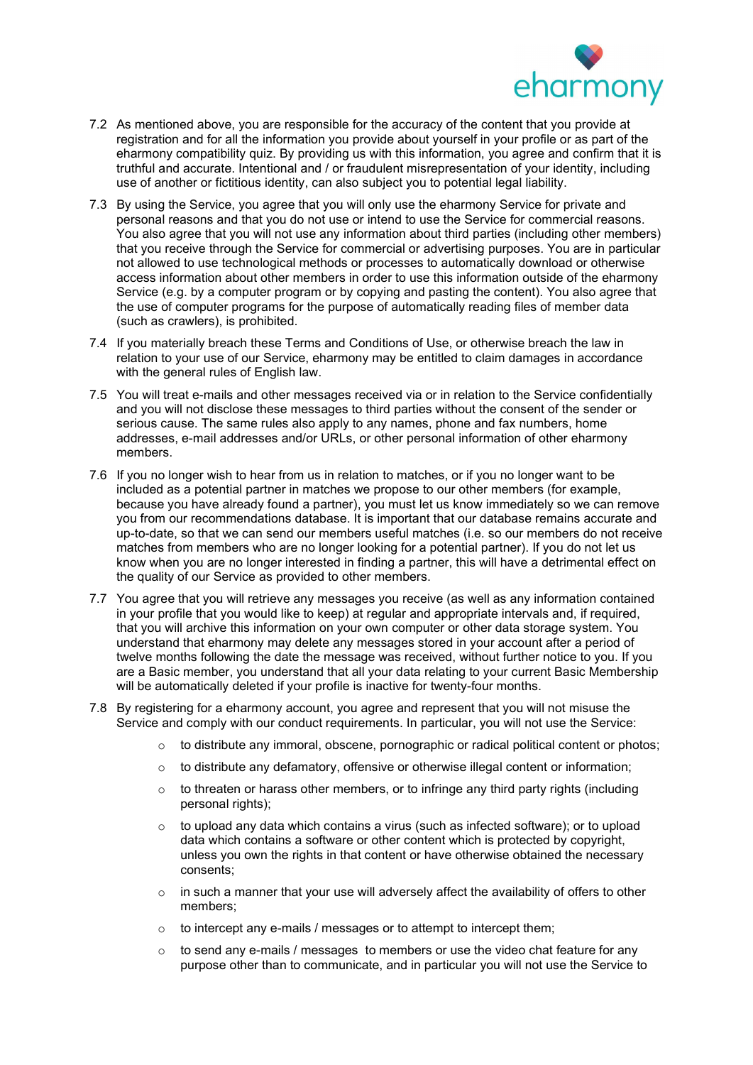7.2 As mentioned above, you are responsible for the accuracy of the content that you provide at registration and for all the information you provide about yourself in your profile or as part of the eharmony compatibility quiz. By providing us with this information, you agree and confirm that it is truthful and accurate. Intentional and / or fraudulent misrepresentation of your identity, including use of another or fictitious identity, can also subject you to potential legal liability.

7.3 By using the Service, you agree that you will only use the eharmony Service for private and personal reasons and that you do not use or intend to use the Service for commercial reasons. You also agree that you will not use any information about third parties (including other members) that you receive through the Service for commercial or advertising purposes. You are in particular not allowed to use technological methods or processes to automatically download or otherwise access information about other members in order to use this information outside of the eharmony Service (e.g. by a computer program or by copying and pasting the content). You also agree that the use of computer programs for the purpose of automatically reading files of member data (such as crawlers), is prohibited.

7.4 If you materially breach these Terms and Conditions of Use, or otherwise breach the law in relation to your use of our Service, eharmony may be entitled to claim damages in accordance with the general rules of English law.

7.5 You will treat e-mails and other messages received via or in relation to the Service confidentially and you will not disclose these messages to third parties without the consent of the sender or serious cause. The same rules also apply to any names, phone and fax numbers, home addresses, e-mail addresses and/or URLs, or other personal information of other eharmony members.

7.6 If you no longer wish to hear from us in relation to matches, or if you no longer want to be included as a potential partner in matches we propose to our other members (for example, because you have already found a partner), you must let us know immediately so we can remove you from our recommendations database. It is important that our database remains accurate and up-to-date, so that we can send our members useful matches (i.e. so our members do not receive matches from members who are no longer looking for a potential partner). If you do not let us know when you are no longer interested in finding a partner, this will have a detrimental effect on the quality of our Service as provided to other members.

7.7 You agree that you will retrieve any messages you receive (as well as any information contained in your profile that you would like to keep) at regular and appropriate intervals and, if required, that you will archive this information on your own computer or other data storage system. You understand that eharmony may delete any messages stored in your account after a period of twelve months following the date the message was received, without further notice to you. If you are a Basic member, you understand that all your data relating to your current Basic Membership will be automatically deleted if your profile is inactive for twenty-four months.

7.8 By registering for a eharmony account, you agree and represent that you will not misuse the Service and comply with our conduct requirements. In particular, you will not use the Service:

- to distribute any immoral, obscene, pornographic or radical political content or photos;
- to distribute any defamatory, offensive or otherwise illegal content or information;
- to threaten or harass other members, or to infringe any third party rights (including personal rights);
- to upload any data which contains a virus (such as infected software); or to upload data which contains a software or other content which is protected by copyright, unless you own the rights in that content or have otherwise obtained the necessary consents;
- in such a manner that your use will adversely affect the availability of offers to other members;
- to intercept any e-mails / messages or to attempt to intercept them;
- to send any e-mails / messages to members or use the video chat feature for any purpose other than to communicate, and in particular you will not use the Service to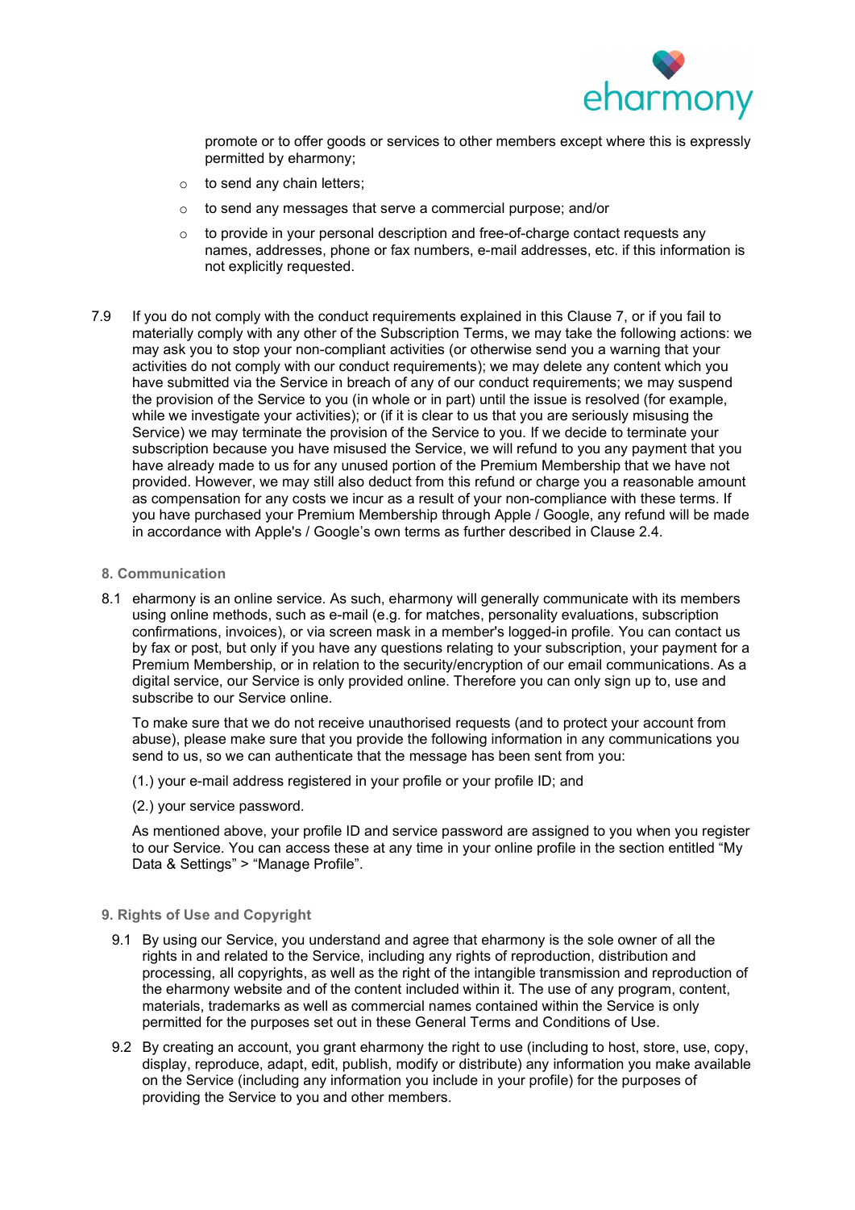promote or to offer goods or services to other members except where this is expressly permitted by eharmony;

- to send any chain letters;
- to send any messages that serve a commercial purpose; and/or
- to provide in your personal description and free-of-charge contact requests any names, addresses, phone or fax numbers, e-mail addresses, etc. if this information is not explicitly requested.

7.9 If you do not comply with the conduct requirements explained in this Clause 7, or if you fail to materially comply with any other of the Subscription Terms, we may take the following actions: we may ask you to stop your non-compliant activities (or otherwise send you a warning that your activities do not comply with our conduct requirements); we may delete any content which you have submitted via the Service in breach of any of our conduct requirements; we may suspend the provision of the Service to you (in whole or in part) until the issue is resolved (for example, while we investigate your activities); or (if it is clear to us that you are seriously misusing the Service) we may terminate the provision of the Service to you. If we decide to terminate your subscription because you have misused the Service, we will refund to you any payment that you have already made to us for any unused portion of the Premium Membership that we have not provided. However, we may still also deduct from this refund or charge you a reasonable amount as compensation for any costs we incur as a result of your non-compliance with these terms. If you have purchased your Premium Membership through Apple / Google, any refund will be made in accordance with Apple's / Google's own terms as further described in Clause 2.4.

## 8. Communication

8.1 eharmony is an online service. As such, eharmony will generally communicate with its members using online methods, such as e-mail (e.g. for matches, personality evaluations, subscription confirmations, invoices), or via screen mask in a member's logged-in profile. You can contact us by fax or post, but only if you have any questions relating to your subscription, your payment for a Premium Membership, or in relation to the security/encryption of our email communications. As a digital service, our Service is only provided online. Therefore you can only sign up to, use and subscribe to our Service online.

To make sure that we do not receive unauthorised requests (and to protect your account from abuse), please make sure that you provide the following information in any communications you send to us, so we can authenticate that the message has been sent from you:

(1.) your e-mail address registered in your profile or your profile ID; and

(2.) your service password.

As mentioned above, your profile ID and service password are assigned to you when you register to our Service. You can access these at any time in your online profile in the section entitled "My Data & Settings" > "Manage Profile".

## 9. Rights of Use and Copyright

9.1 By using our Service, you understand and agree that eharmony is the sole owner of all the rights in and related to the Service, including any rights of reproduction, distribution and processing, all copyrights, as well as the right of the intangible transmission and reproduction of the eharmony website and of the content included within it. The use of any program, content, materials, trademarks as well as commercial names contained within the Service is only permitted for the purposes set out in these General Terms and Conditions of Use.

9.2 By creating an account, you grant eharmony the right to use (including to host, store, use, copy, display, reproduce, adapt, edit, publish, modify or distribute) any information you make available on the Service (including any information you include in your profile) for the purposes of providing the Service to you and other members.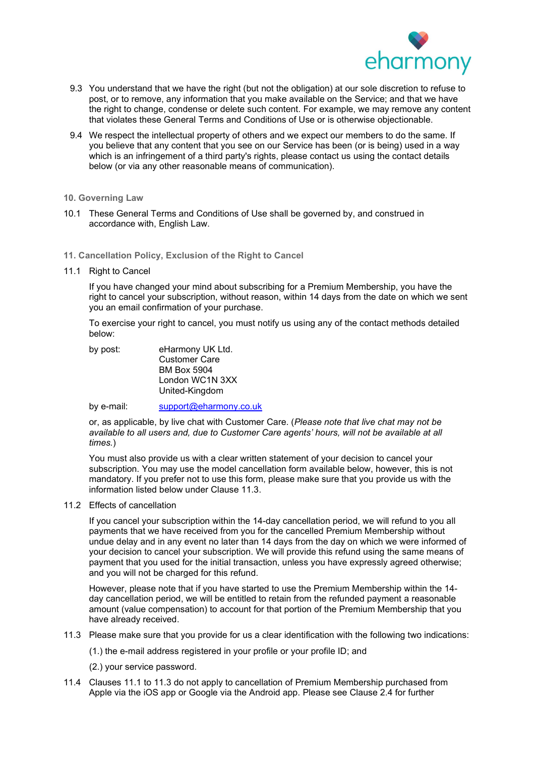9.3 You understand that we have the right (but not the obligation) at our sole discretion to refuse to post, or to remove, any information that you make available on the Service; and that we have the right to change, condense or delete such content. For example, we may remove any content that violates these General Terms and Conditions of Use or is otherwise objectionable.

9.4 We respect the intellectual property of others and we expect our members to do the same. If you believe that any content that you see on our Service has been (or is being) used in a way which is an infringement of a third party's rights, please contact us using the contact details below (or via any other reasonable means of communication).

## 10. Governing Law

10.1 These General Terms and Conditions of Use shall be governed by, and construed in accordance with, English Law.

## 11. Cancellation Policy, Exclusion of the Right to Cancel

11.1 Right to Cancel

If you have changed your mind about subscribing for a Premium Membership, you have the right to cancel your subscription, without reason, within 14 days from the date on which we sent you an email confirmation of your purchase.

To exercise your right to cancel, you must notify us using any of the contact methods detailed below:

by post: eHarmony UK Ltd.
Customer Care
BM Box 5904
London WC1N 3XX
United-Kingdom

by e-mail: support@eharmony.co.uk

or, as applicable, by live chat with Customer Care. (*Please note that live chat may not be available to all users and, due to Customer Care agents' hours, will not be available at all times.*)

You must also provide us with a clear written statement of your decision to cancel your subscription. You may use the model cancellation form available below, however, this is not mandatory. If you prefer not to use this form, please make sure that you provide us with the information listed below under Clause 11.3.

11.2 Effects of cancellation

If you cancel your subscription within the 14-day cancellation period, we will refund to you all payments that we have received from you for the cancelled Premium Membership without undue delay and in any event no later than 14 days from the day on which we were informed of your decision to cancel your subscription. We will provide this refund using the same means of payment that you used for the initial transaction, unless you have expressly agreed otherwise; and you will not be charged for this refund.

However, please note that if you have started to use the Premium Membership within the 14-day cancellation period, we will be entitled to retain from the refunded payment a reasonable amount (value compensation) to account for that portion of the Premium Membership that you have already received.

11.3 Please make sure that you provide for us a clear identification with the following two indications:

(1.) the e-mail address registered in your profile or your profile ID; and

(2.) your service password.

11.4 Clauses 11.1 to 11.3 do not apply to cancellation of Premium Membership purchased from Apple via the iOS app or Google via the Android app. Please see Clause 2.4 for further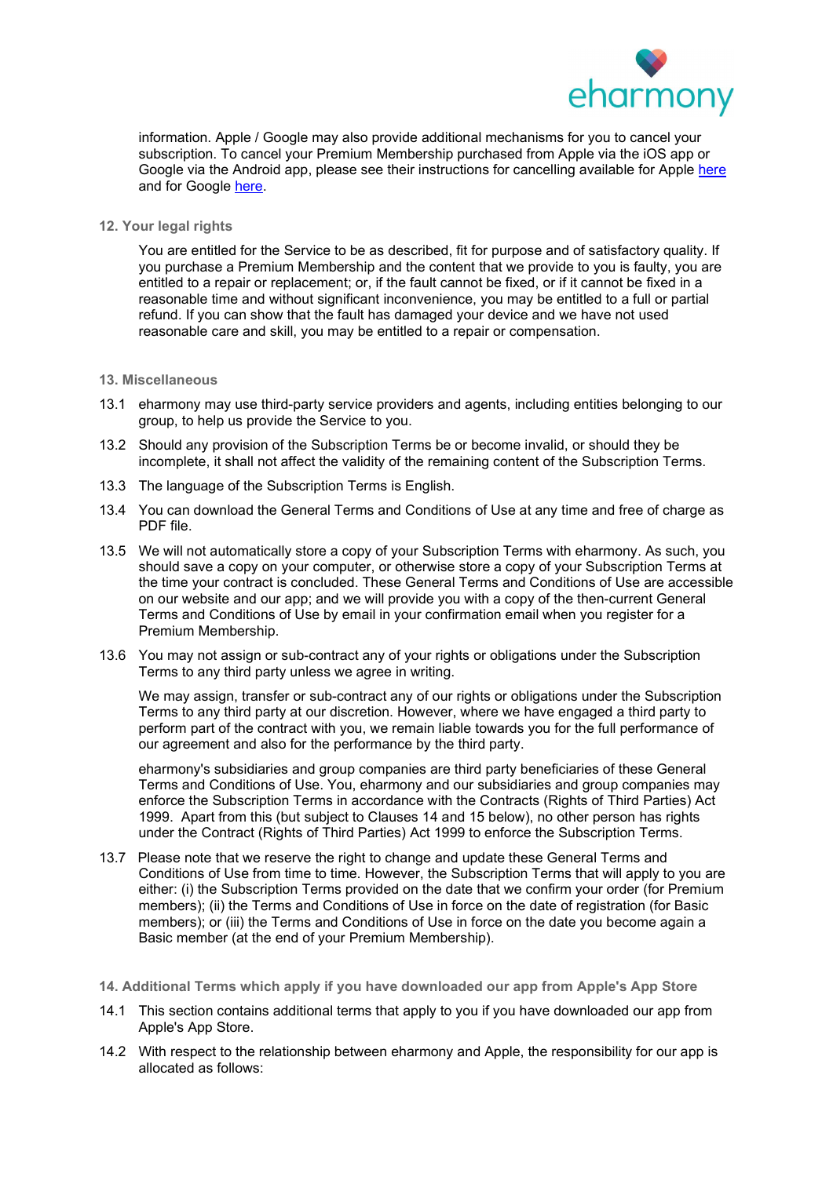information. Apple / Google may also provide additional mechanisms for you to cancel your subscription. To cancel your Premium Membership purchased from Apple via the iOS app or Google via the Android app, please see their instructions for cancelling available for Apple here and for Google here.

## 12. Your legal rights

You are entitled for the Service to be as described, fit for purpose and of satisfactory quality. If you purchase a Premium Membership and the content that we provide to you is faulty, you are entitled to a repair or replacement; or, if the fault cannot be fixed, or if it cannot be fixed in a reasonable time and without significant inconvenience, you may be entitled to a full or partial refund. If you can show that the fault has damaged your device and we have not used reasonable care and skill, you may be entitled to a repair or compensation.

## 13. Miscellaneous

13.1 eharmony may use third-party service providers and agents, including entities belonging to our group, to help us provide the Service to you.

13.2 Should any provision of the Subscription Terms be or become invalid, or should they be incomplete, it shall not affect the validity of the remaining content of the Subscription Terms.

13.3 The language of the Subscription Terms is English.

13.4 You can download the General Terms and Conditions of Use at any time and free of charge as PDF file.

13.5 We will not automatically store a copy of your Subscription Terms with eharmony. As such, you should save a copy on your computer, or otherwise store a copy of your Subscription Terms at the time your contract is concluded. These General Terms and Conditions of Use are accessible on our website and our app; and we will provide you with a copy of the then-current General Terms and Conditions of Use by email in your confirmation email when you register for a Premium Membership.

13.6 You may not assign or sub-contract any of your rights or obligations under the Subscription Terms to any third party unless we agree in writing.

We may assign, transfer or sub-contract any of our rights or obligations under the Subscription Terms to any third party at our discretion. However, where we have engaged a third party to perform part of the contract with you, we remain liable towards you for the full performance of our agreement and also for the performance by the third party.

eharmony's subsidiaries and group companies are third party beneficiaries of these General Terms and Conditions of Use. You, eharmony and our subsidiaries and group companies may enforce the Subscription Terms in accordance with the Contracts (Rights of Third Parties) Act 1999. Apart from this (but subject to Clauses 14 and 15 below), no other person has rights under the Contract (Rights of Third Parties) Act 1999 to enforce the Subscription Terms.

13.7 Please note that we reserve the right to change and update these General Terms and Conditions of Use from time to time. However, the Subscription Terms that will apply to you are either: (i) the Subscription Terms provided on the date that we confirm your order (for Premium members); (ii) the Terms and Conditions of Use in force on the date of registration (for Basic members); or (iii) the Terms and Conditions of Use in force on the date you become again a Basic member (at the end of your Premium Membership).

## 14. Additional Terms which apply if you have downloaded our app from Apple's App Store

14.1 This section contains additional terms that apply to you if you have downloaded our app from Apple's App Store.

14.2 With respect to the relationship between eharmony and Apple, the responsibility for our app is allocated as follows: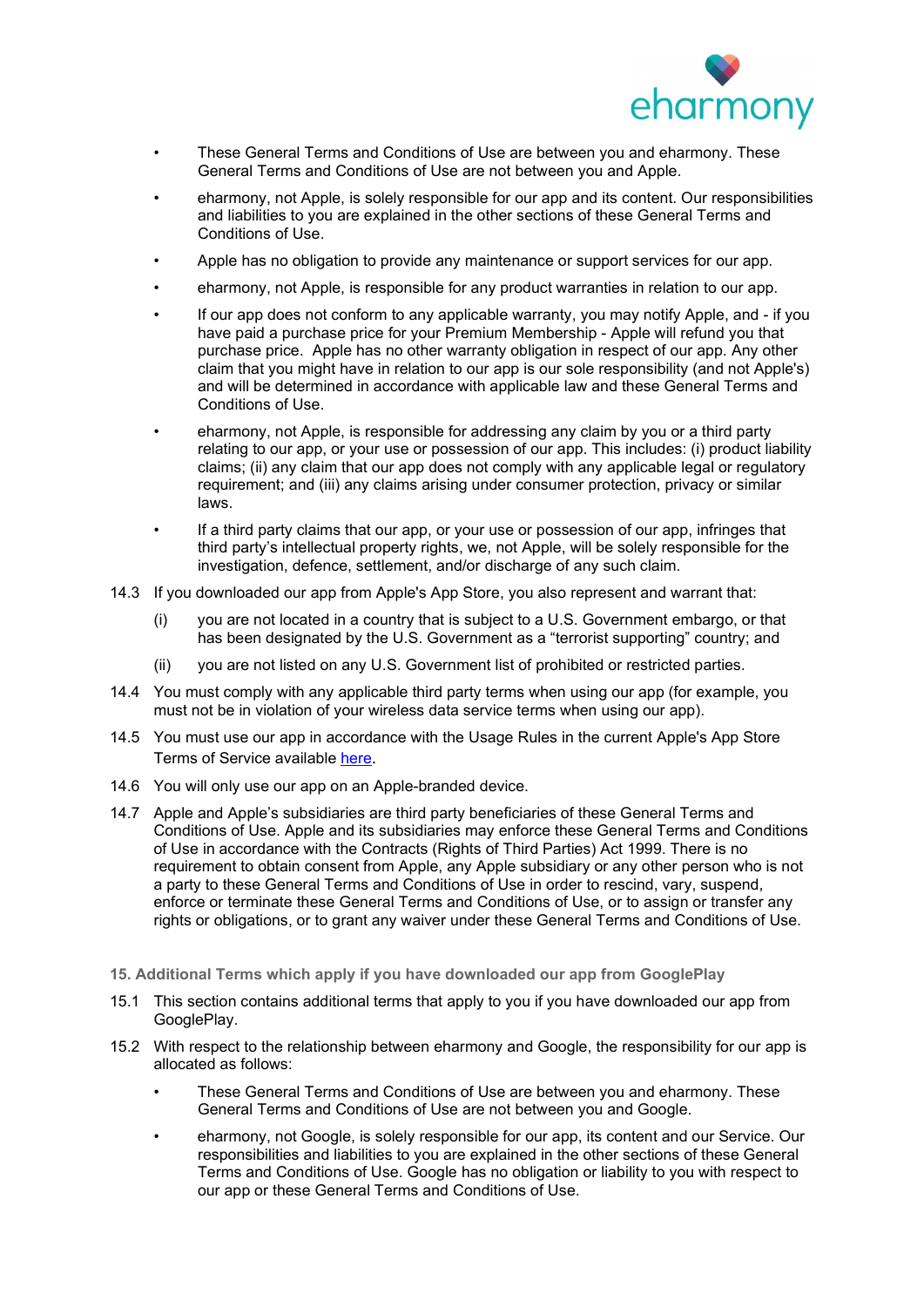- These General Terms and Conditions of Use are between you and eharmony. These General Terms and Conditions of Use are not between you and Apple.
- eharmony, not Apple, is solely responsible for our app and its content. Our responsibilities and liabilities to you are explained in the other sections of these General Terms and Conditions of Use.
- Apple has no obligation to provide any maintenance or support services for our app.
- eharmony, not Apple, is responsible for any product warranties in relation to our app.
- If our app does not conform to any applicable warranty, you may notify Apple, and - if you have paid a purchase price for your Premium Membership - Apple will refund you that purchase price. Apple has no other warranty obligation in respect of our app. Any other claim that you might have in relation to our app is our sole responsibility (and not Apple's) and will be determined in accordance with applicable law and these General Terms and Conditions of Use.
- eharmony, not Apple, is responsible for addressing any claim by you or a third party relating to our app, or your use or possession of our app. This includes: (i) product liability claims; (ii) any claim that our app does not comply with any applicable legal or regulatory requirement; and (iii) any claims arising under consumer protection, privacy or similar laws.
- If a third party claims that our app, or your use or possession of our app, infringes that third party's intellectual property rights, we, not Apple, will be solely responsible for the investigation, defence, settlement, and/or discharge of any such claim.

14.3 If you downloaded our app from Apple's App Store, you also represent and warrant that:

(i) you are not located in a country that is subject to a U.S. Government embargo, or that has been designated by the U.S. Government as a "terrorist supporting" country; and

(ii) you are not listed on any U.S. Government list of prohibited or restricted parties.

14.4 You must comply with any applicable third party terms when using our app (for example, you must not be in violation of your wireless data service terms when using our app).

14.5 You must use our app in accordance with the Usage Rules in the current Apple's App Store Terms of Service available here.

14.6 You will only use our app on an Apple-branded device.

14.7 Apple and Apple's subsidiaries are third party beneficiaries of these General Terms and Conditions of Use. Apple and its subsidiaries may enforce these General Terms and Conditions of Use in accordance with the Contracts (Rights of Third Parties) Act 1999. There is no requirement to obtain consent from Apple, any Apple subsidiary or any other person who is not a party to these General Terms and Conditions of Use in order to rescind, vary, suspend, enforce or terminate these General Terms and Conditions of Use, or to assign or transfer any rights or obligations, or to grant any waiver under these General Terms and Conditions of Use.

## 15. Additional Terms which apply if you have downloaded our app from GooglePlay

15.1 This section contains additional terms that apply to you if you have downloaded our app from GooglePlay.

15.2 With respect to the relationship between eharmony and Google, the responsibility for our app is allocated as follows:

- These General Terms and Conditions of Use are between you and eharmony. These General Terms and Conditions of Use are not between you and Google.
- eharmony, not Google, is solely responsible for our app, its content and our Service. Our responsibilities and liabilities to you are explained in the other sections of these General Terms and Conditions of Use. Google has no obligation or liability to you with respect to our app or these General Terms and Conditions of Use.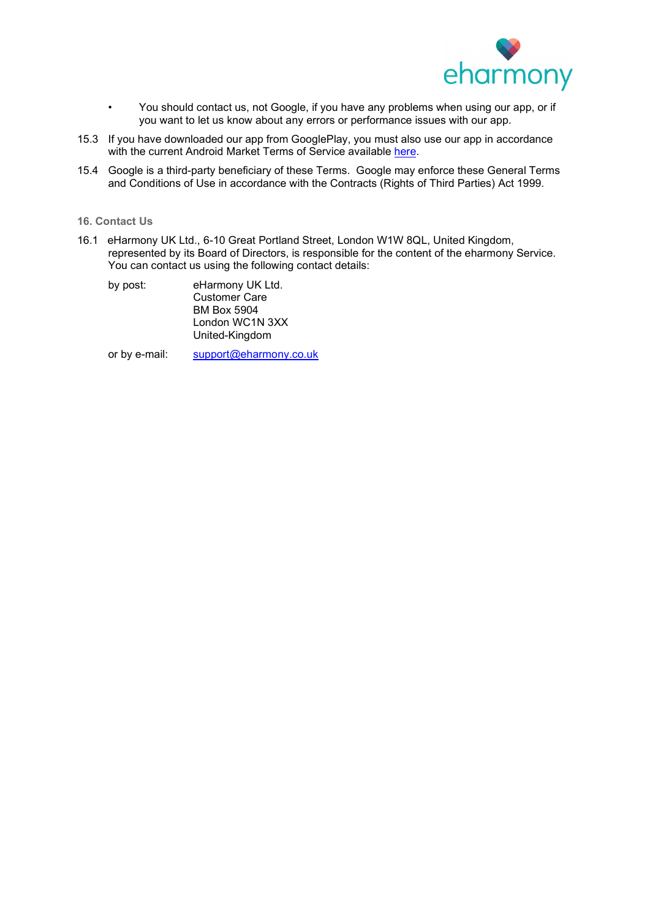- You should contact us, not Google, if you have any problems when using our app, or if you want to let us know about any errors or performance issues with our app.

15.3 If you have downloaded our app from GooglePlay, you must also use our app in accordance with the current Android Market Terms of Service available here.

15.4 Google is a third-party beneficiary of these Terms. Google may enforce these General Terms and Conditions of Use in accordance with the Contracts (Rights of Third Parties) Act 1999.

## 16. Contact Us

16.1 eHarmony UK Ltd., 6-10 Great Portland Street, London W1W 8QL, United Kingdom, represented by its Board of Directors, is responsible for the content of the eharmony Service. You can contact us using the following contact details:

by post:

eHarmony UK Ltd.
Customer Care
BM Box 5904
London WC1N 3XX
United-Kingdom

or by e-mail: support@eharmony.co.uk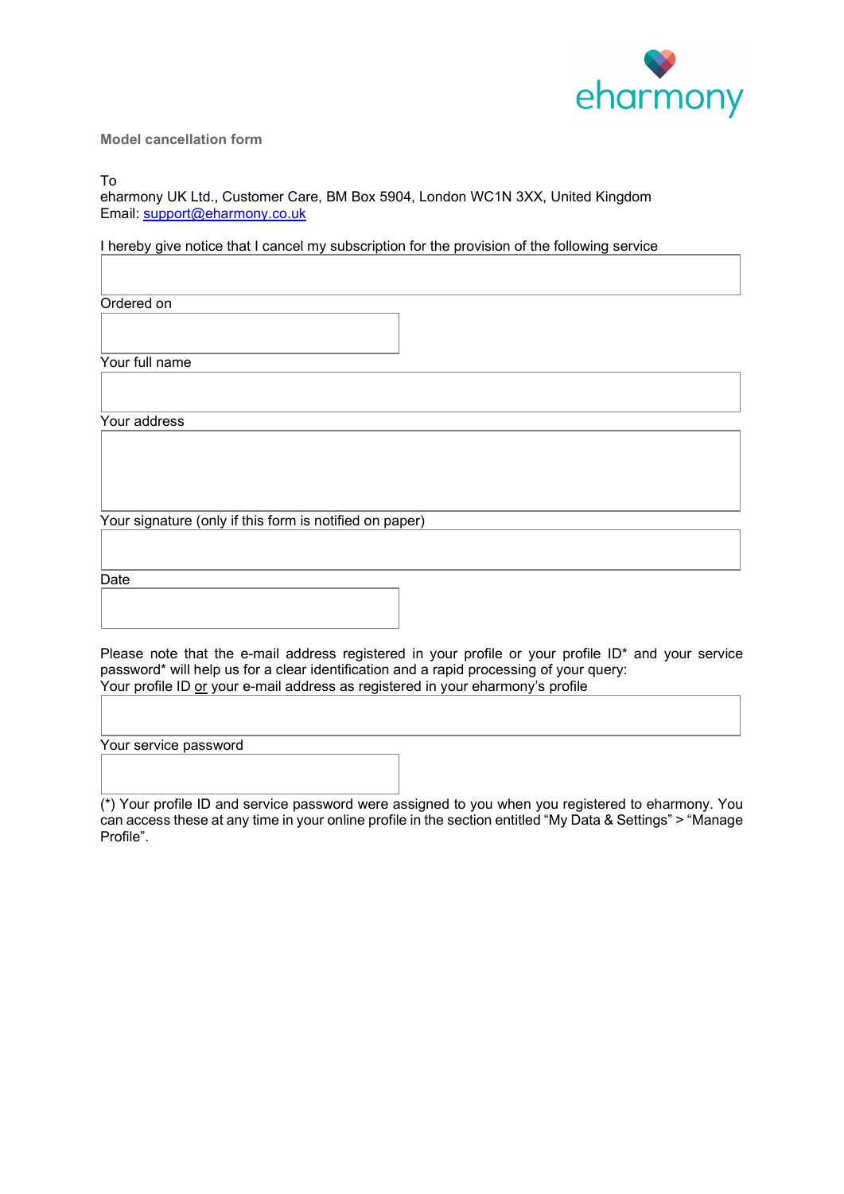eharmony

**Model cancellation form**

To
eharmony UK Ltd., Customer Care, BM Box 5904, London WC1N 3XX, United Kingdom
Email: support@eharmony.co.uk

I hereby give notice that I cancel my subscription for the provision of the following service

Ordered on

Your full name

Your address

Your signature (only if this form is notified on paper)

Date

Please note that the e-mail address registered in your profile or your profile ID* and your service password* will help us for a clear identification and a rapid processing of your query:
Your profile ID or your e-mail address as registered in your eharmony's profile

Your service password

(*) Your profile ID and service password were assigned to you when you registered to eharmony. You can access these at any time in your online profile in the section entitled "My Data & Settings" > "Manage Profile".